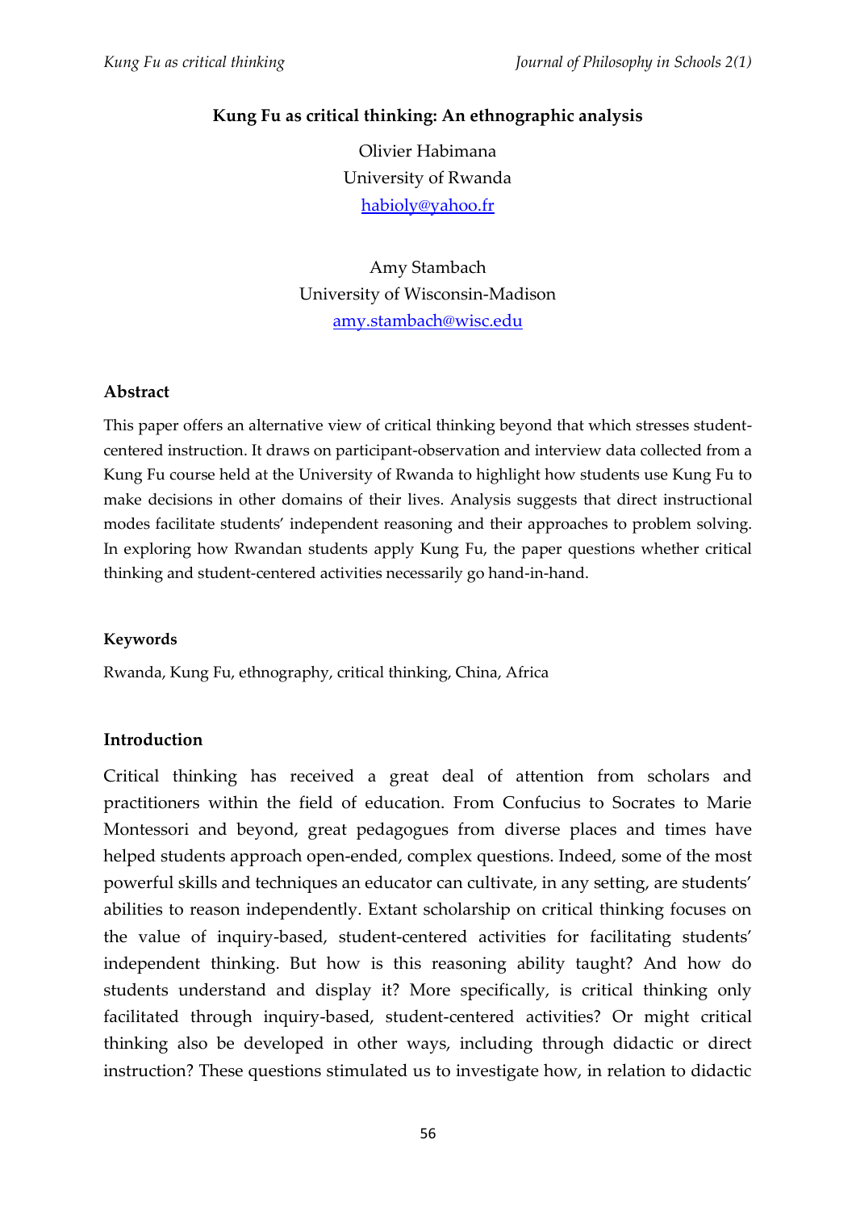# Kung Fu as critical thinking: An ethnographic analysis

Olivier Habimana
University of Rwanda
habioly@yahoo.fr

Amy Stambach
University of Wisconsin-Madison
amy.stambach@wisc.edu

## Abstract

This paper offers an alternative view of critical thinking beyond that which stresses student-centered instruction. It draws on participant-observation and interview data collected from a Kung Fu course held at the University of Rwanda to highlight how students use Kung Fu to make decisions in other domains of their lives. Analysis suggests that direct instructional modes facilitate students' independent reasoning and their approaches to problem solving. In exploring how Rwandan students apply Kung Fu, the paper questions whether critical thinking and student-centered activities necessarily go hand-in-hand.

## Keywords

Rwanda, Kung Fu, ethnography, critical thinking, China, Africa

## Introduction

Critical thinking has received a great deal of attention from scholars and practitioners within the field of education. From Confucius to Socrates to Marie Montessori and beyond, great pedagogues from diverse places and times have helped students approach open-ended, complex questions. Indeed, some of the most powerful skills and techniques an educator can cultivate, in any setting, are students' abilities to reason independently. Extant scholarship on critical thinking focuses on the value of inquiry-based, student-centered activities for facilitating students' independent thinking. But how is this reasoning ability taught? And how do students understand and display it? More specifically, is critical thinking only facilitated through inquiry-based, student-centered activities? Or might critical thinking also be developed in other ways, including through didactic or direct instruction? These questions stimulated us to investigate how, in relation to didactic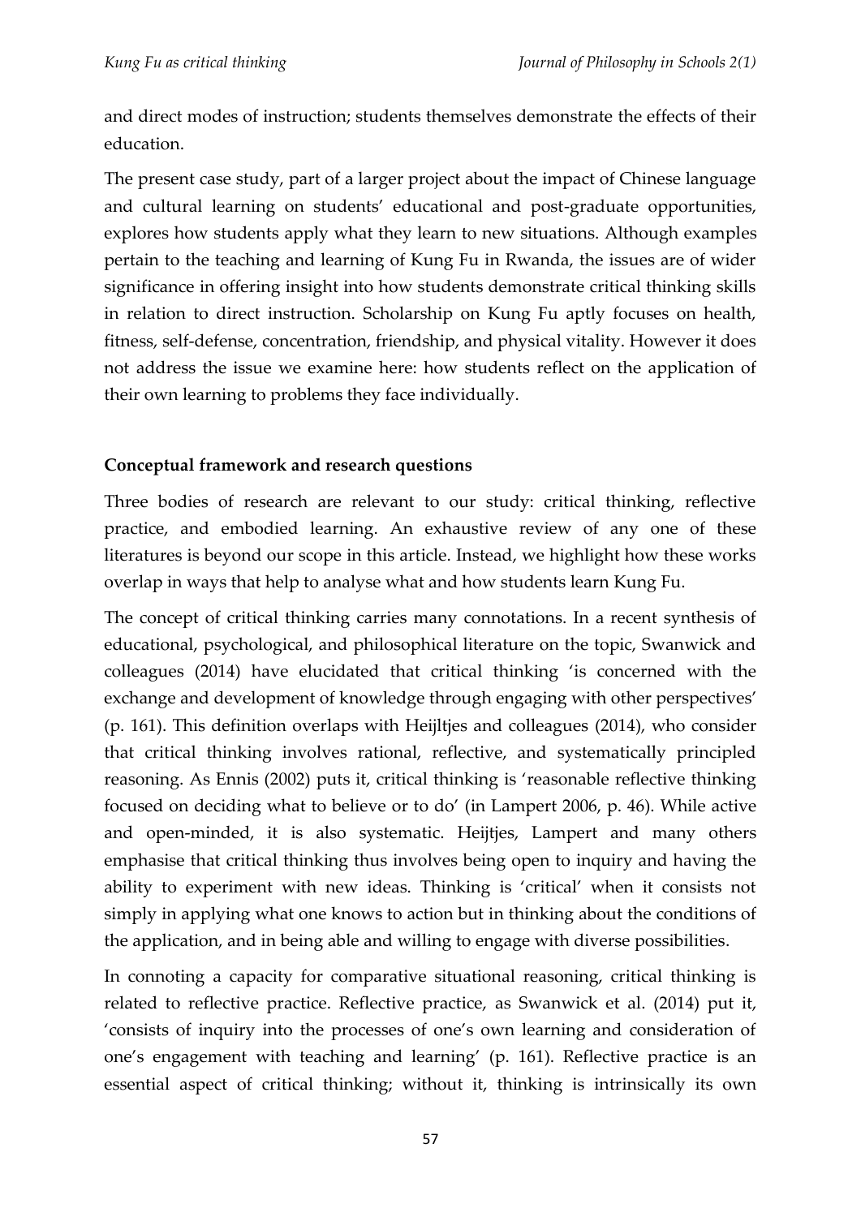and direct modes of instruction; students themselves demonstrate the effects of their education.

The present case study, part of a larger project about the impact of Chinese language and cultural learning on students' educational and post-graduate opportunities, explores how students apply what they learn to new situations. Although examples pertain to the teaching and learning of Kung Fu in Rwanda, the issues are of wider significance in offering insight into how students demonstrate critical thinking skills in relation to direct instruction. Scholarship on Kung Fu aptly focuses on health, fitness, self-defense, concentration, friendship, and physical vitality. However it does not address the issue we examine here: how students reflect on the application of their own learning to problems they face individually.

## Conceptual framework and research questions

Three bodies of research are relevant to our study: critical thinking, reflective practice, and embodied learning. An exhaustive review of any one of these literatures is beyond our scope in this article. Instead, we highlight how these works overlap in ways that help to analyse what and how students learn Kung Fu.

The concept of critical thinking carries many connotations. In a recent synthesis of educational, psychological, and philosophical literature on the topic, Swanwick and colleagues (2014) have elucidated that critical thinking 'is concerned with the exchange and development of knowledge through engaging with other perspectives' (p. 161). This definition overlaps with Heijltjes and colleagues (2014), who consider that critical thinking involves rational, reflective, and systematically principled reasoning. As Ennis (2002) puts it, critical thinking is 'reasonable reflective thinking focused on deciding what to believe or to do' (in Lampert 2006, p. 46). While active and open-minded, it is also systematic. Heijtjes, Lampert and many others emphasise that critical thinking thus involves being open to inquiry and having the ability to experiment with new ideas. Thinking is 'critical' when it consists not simply in applying what one knows to action but in thinking about the conditions of the application, and in being able and willing to engage with diverse possibilities.

In connoting a capacity for comparative situational reasoning, critical thinking is related to reflective practice. Reflective practice, as Swanwick et al. (2014) put it, 'consists of inquiry into the processes of one's own learning and consideration of one's engagement with teaching and learning' (p. 161). Reflective practice is an essential aspect of critical thinking; without it, thinking is intrinsically its own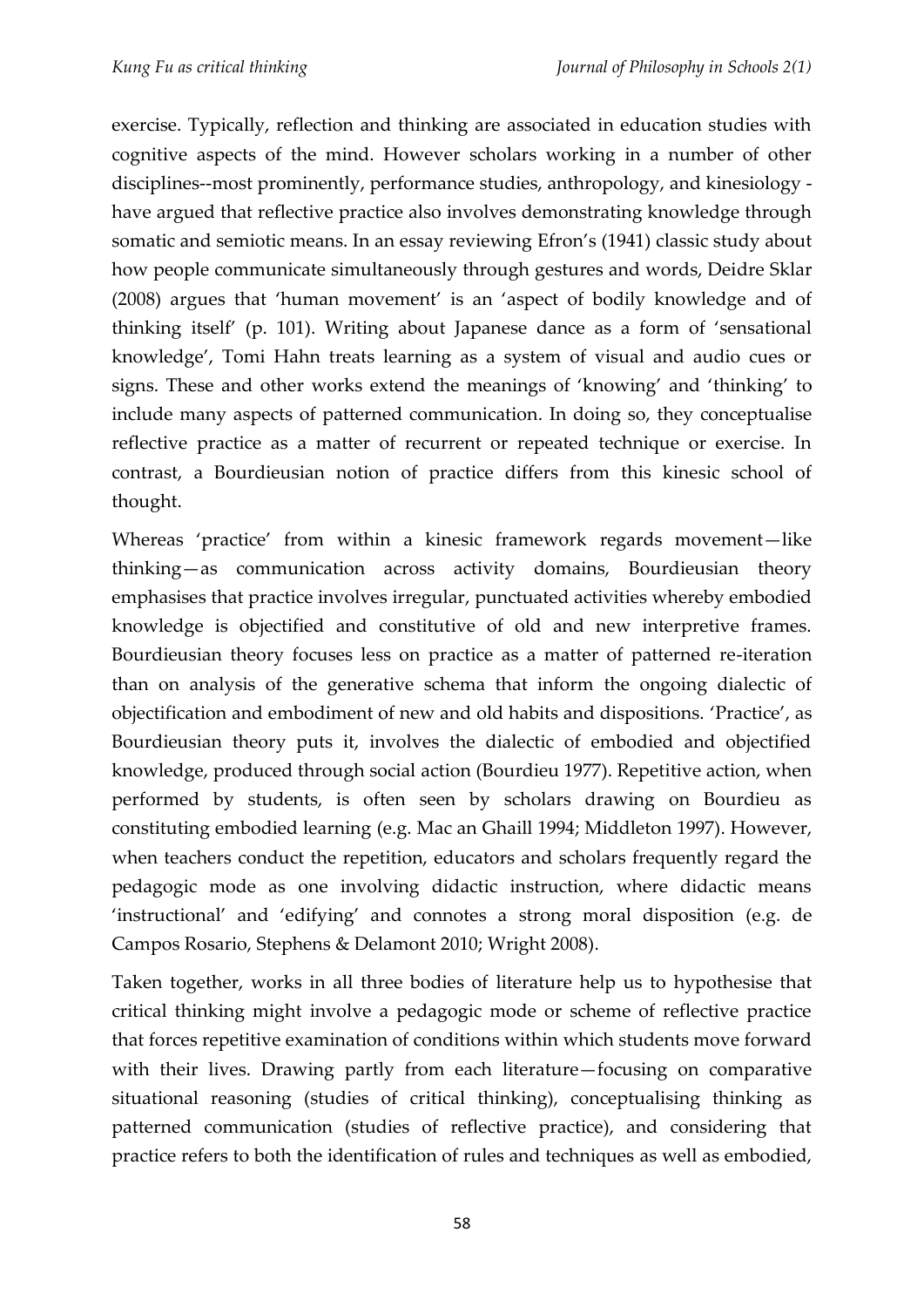exercise. Typically, reflection and thinking are associated in education studies with cognitive aspects of the mind. However scholars working in a number of other disciplines--most prominently, performance studies, anthropology, and kinesiology - have argued that reflective practice also involves demonstrating knowledge through somatic and semiotic means. In an essay reviewing Efron's (1941) classic study about how people communicate simultaneously through gestures and words, Deidre Sklar (2008) argues that 'human movement' is an 'aspect of bodily knowledge and of thinking itself' (p. 101). Writing about Japanese dance as a form of 'sensational knowledge', Tomi Hahn treats learning as a system of visual and audio cues or signs. These and other works extend the meanings of 'knowing' and 'thinking' to include many aspects of patterned communication. In doing so, they conceptualise reflective practice as a matter of recurrent or repeated technique or exercise. In contrast, a Bourdieusian notion of practice differs from this kinesic school of thought.

Whereas 'practice' from within a kinesic framework regards movement—like thinking—as communication across activity domains, Bourdieusian theory emphasises that practice involves irregular, punctuated activities whereby embodied knowledge is objectified and constitutive of old and new interpretive frames. Bourdieusian theory focuses less on practice as a matter of patterned re-iteration than on analysis of the generative schema that inform the ongoing dialectic of objectification and embodiment of new and old habits and dispositions. 'Practice', as Bourdieusian theory puts it, involves the dialectic of embodied and objectified knowledge, produced through social action (Bourdieu 1977). Repetitive action, when performed by students, is often seen by scholars drawing on Bourdieu as constituting embodied learning (e.g. Mac an Ghaill 1994; Middleton 1997). However, when teachers conduct the repetition, educators and scholars frequently regard the pedagogic mode as one involving didactic instruction, where didactic means 'instructional' and 'edifying' and connotes a strong moral disposition (e.g. de Campos Rosario, Stephens & Delamont 2010; Wright 2008).

Taken together, works in all three bodies of literature help us to hypothesise that critical thinking might involve a pedagogic mode or scheme of reflective practice that forces repetitive examination of conditions within which students move forward with their lives. Drawing partly from each literature—focusing on comparative situational reasoning (studies of critical thinking), conceptualising thinking as patterned communication (studies of reflective practice), and considering that practice refers to both the identification of rules and techniques as well as embodied,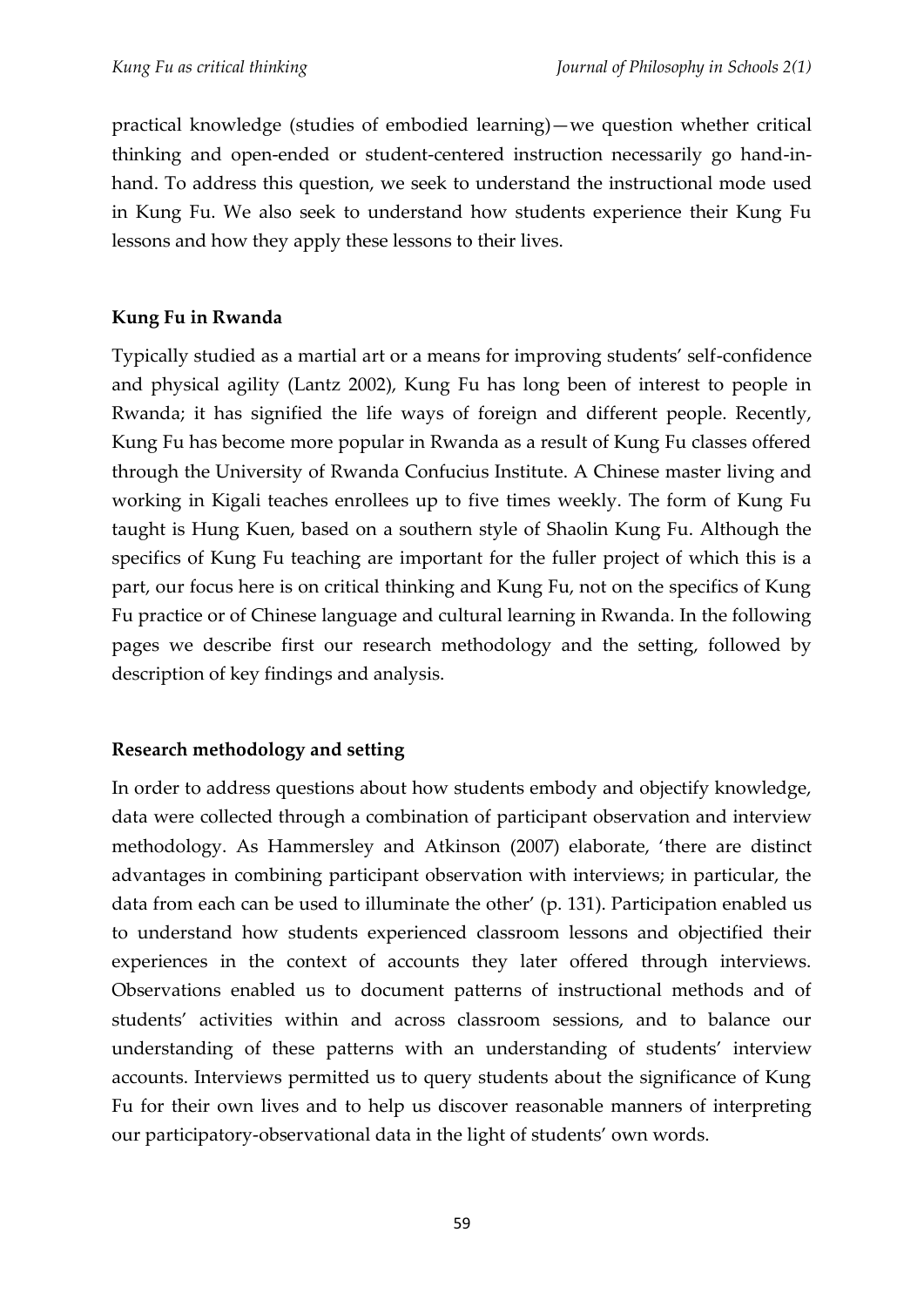practical knowledge (studies of embodied learning)—we question whether critical thinking and open-ended or student-centered instruction necessarily go hand-in-hand. To address this question, we seek to understand the instructional mode used in Kung Fu. We also seek to understand how students experience their Kung Fu lessons and how they apply these lessons to their lives.

## Kung Fu in Rwanda

Typically studied as a martial art or a means for improving students' self-confidence and physical agility (Lantz 2002), Kung Fu has long been of interest to people in Rwanda; it has signified the life ways of foreign and different people. Recently, Kung Fu has become more popular in Rwanda as a result of Kung Fu classes offered through the University of Rwanda Confucius Institute. A Chinese master living and working in Kigali teaches enrollees up to five times weekly. The form of Kung Fu taught is Hung Kuen, based on a southern style of Shaolin Kung Fu. Although the specifics of Kung Fu teaching are important for the fuller project of which this is a part, our focus here is on critical thinking and Kung Fu, not on the specifics of Kung Fu practice or of Chinese language and cultural learning in Rwanda. In the following pages we describe first our research methodology and the setting, followed by description of key findings and analysis.

## Research methodology and setting

In order to address questions about how students embody and objectify knowledge, data were collected through a combination of participant observation and interview methodology. As Hammersley and Atkinson (2007) elaborate, 'there are distinct advantages in combining participant observation with interviews; in particular, the data from each can be used to illuminate the other' (p. 131). Participation enabled us to understand how students experienced classroom lessons and objectified their experiences in the context of accounts they later offered through interviews. Observations enabled us to document patterns of instructional methods and of students' activities within and across classroom sessions, and to balance our understanding of these patterns with an understanding of students' interview accounts. Interviews permitted us to query students about the significance of Kung Fu for their own lives and to help us discover reasonable manners of interpreting our participatory-observational data in the light of students' own words.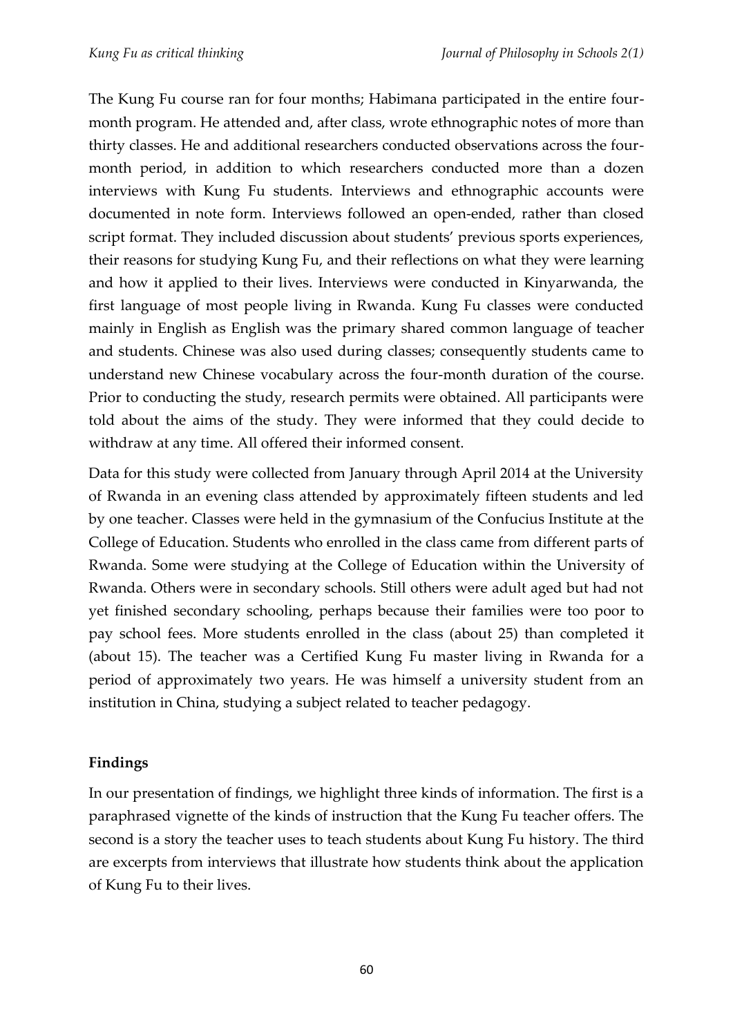The Kung Fu course ran for four months; Habimana participated in the entire four-month program. He attended and, after class, wrote ethnographic notes of more than thirty classes. He and additional researchers conducted observations across the four-month period, in addition to which researchers conducted more than a dozen interviews with Kung Fu students. Interviews and ethnographic accounts were documented in note form. Interviews followed an open-ended, rather than closed script format. They included discussion about students' previous sports experiences, their reasons for studying Kung Fu, and their reflections on what they were learning and how it applied to their lives. Interviews were conducted in Kinyarwanda, the first language of most people living in Rwanda. Kung Fu classes were conducted mainly in English as English was the primary shared common language of teacher and students. Chinese was also used during classes; consequently students came to understand new Chinese vocabulary across the four-month duration of the course. Prior to conducting the study, research permits were obtained. All participants were told about the aims of the study. They were informed that they could decide to withdraw at any time. All offered their informed consent.

Data for this study were collected from January through April 2014 at the University of Rwanda in an evening class attended by approximately fifteen students and led by one teacher. Classes were held in the gymnasium of the Confucius Institute at the College of Education. Students who enrolled in the class came from different parts of Rwanda. Some were studying at the College of Education within the University of Rwanda. Others were in secondary schools. Still others were adult aged but had not yet finished secondary schooling, perhaps because their families were too poor to pay school fees. More students enrolled in the class (about 25) than completed it (about 15). The teacher was a Certified Kung Fu master living in Rwanda for a period of approximately two years. He was himself a university student from an institution in China, studying a subject related to teacher pedagogy.

## Findings

In our presentation of findings, we highlight three kinds of information. The first is a paraphrased vignette of the kinds of instruction that the Kung Fu teacher offers. The second is a story the teacher uses to teach students about Kung Fu history. The third are excerpts from interviews that illustrate how students think about the application of Kung Fu to their lives.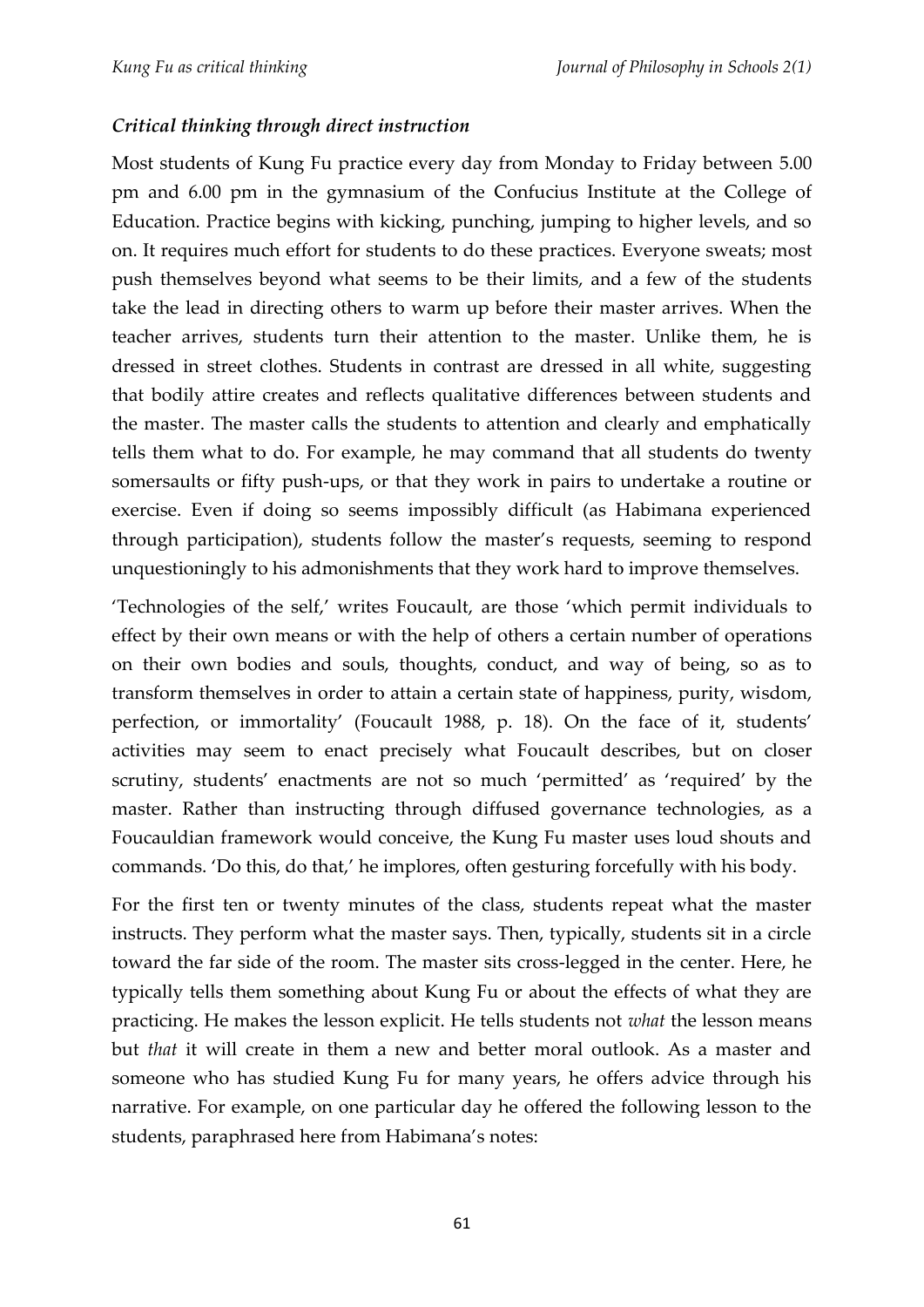### *Critical thinking through direct instruction*

Most students of Kung Fu practice every day from Monday to Friday between 5.00 pm and 6.00 pm in the gymnasium of the Confucius Institute at the College of Education. Practice begins with kicking, punching, jumping to higher levels, and so on. It requires much effort for students to do these practices. Everyone sweats; most push themselves beyond what seems to be their limits, and a few of the students take the lead in directing others to warm up before their master arrives. When the teacher arrives, students turn their attention to the master. Unlike them, he is dressed in street clothes. Students in contrast are dressed in all white, suggesting that bodily attire creates and reflects qualitative differences between students and the master. The master calls the students to attention and clearly and emphatically tells them what to do. For example, he may command that all students do twenty somersaults or fifty push-ups, or that they work in pairs to undertake a routine or exercise. Even if doing so seems impossibly difficult (as Habimana experienced through participation), students follow the master's requests, seeming to respond unquestioningly to his admonishments that they work hard to improve themselves.

'Technologies of the self,' writes Foucault, are those 'which permit individuals to effect by their own means or with the help of others a certain number of operations on their own bodies and souls, thoughts, conduct, and way of being, so as to transform themselves in order to attain a certain state of happiness, purity, wisdom, perfection, or immortality' (Foucault 1988, p. 18). On the face of it, students' activities may seem to enact precisely what Foucault describes, but on closer scrutiny, students' enactments are not so much 'permitted' as 'required' by the master. Rather than instructing through diffused governance technologies, as a Foucauldian framework would conceive, the Kung Fu master uses loud shouts and commands. 'Do this, do that,' he implores, often gesturing forcefully with his body.

For the first ten or twenty minutes of the class, students repeat what the master instructs. They perform what the master says. Then, typically, students sit in a circle toward the far side of the room. The master sits cross-legged in the center. Here, he typically tells them something about Kung Fu or about the effects of what they are practicing. He makes the lesson explicit. He tells students not *what* the lesson means but *that* it will create in them a new and better moral outlook. As a master and someone who has studied Kung Fu for many years, he offers advice through his narrative. For example, on one particular day he offered the following lesson to the students, paraphrased here from Habimana's notes: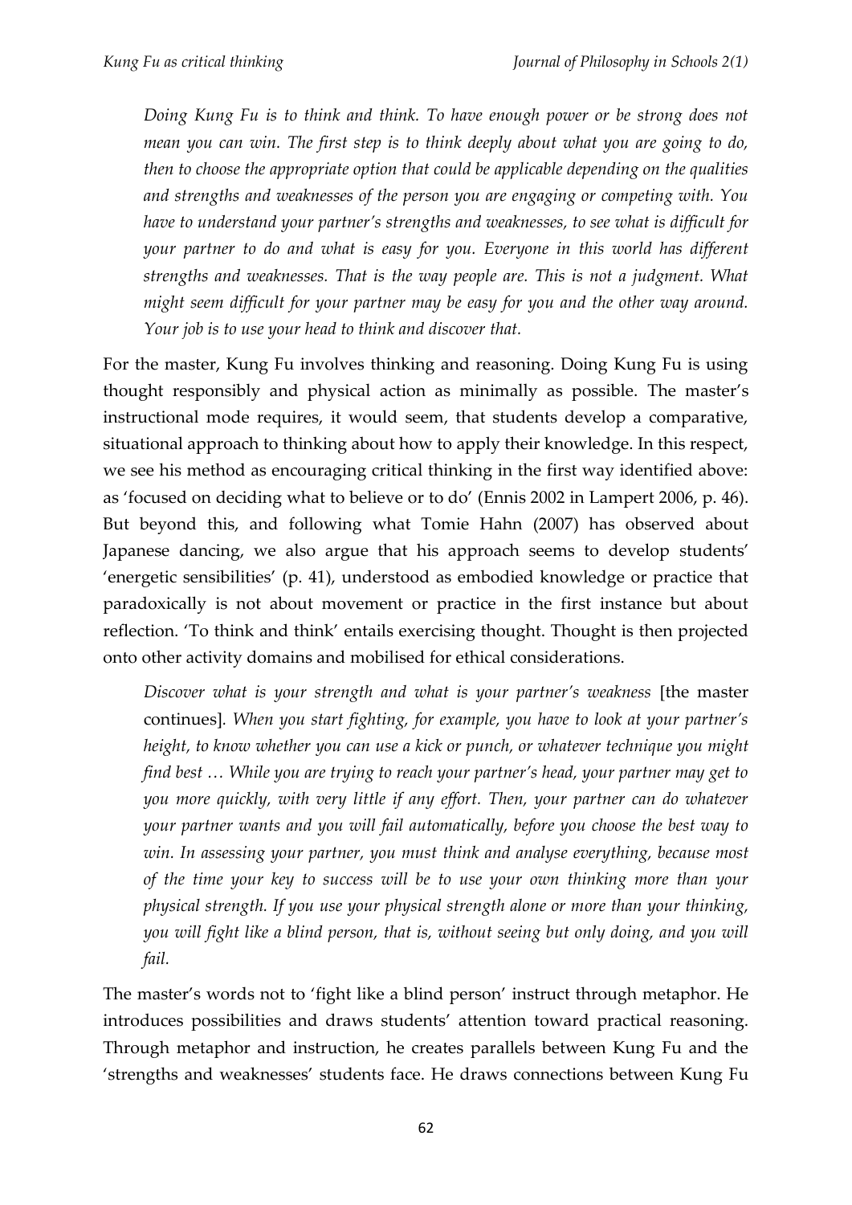> *Doing Kung Fu is to think and think. To have enough power or be strong does not mean you can win. The first step is to think deeply about what you are going to do, then to choose the appropriate option that could be applicable depending on the qualities and strengths and weaknesses of the person you are engaging or competing with. You have to understand your partner's strengths and weaknesses, to see what is difficult for your partner to do and what is easy for you. Everyone in this world has different strengths and weaknesses. That is the way people are. This is not a judgment. What might seem difficult for your partner may be easy for you and the other way around. Your job is to use your head to think and discover that.*

For the master, Kung Fu involves thinking and reasoning. Doing Kung Fu is using thought responsibly and physical action as minimally as possible. The master's instructional mode requires, it would seem, that students develop a comparative, situational approach to thinking about how to apply their knowledge. In this respect, we see his method as encouraging critical thinking in the first way identified above: as 'focused on deciding what to believe or to do' (Ennis 2002 in Lampert 2006, p. 46). But beyond this, and following what Tomie Hahn (2007) has observed about Japanese dancing, we also argue that his approach seems to develop students' 'energetic sensibilities' (p. 41), understood as embodied knowledge or practice that paradoxically is not about movement or practice in the first instance but about reflection. 'To think and think' entails exercising thought. Thought is then projected onto other activity domains and mobilised for ethical considerations.

> *Discover what is your strength and what is your partner's weakness* [the master continues]. *When you start fighting, for example, you have to look at your partner's height, to know whether you can use a kick or punch, or whatever technique you might find best … While you are trying to reach your partner's head, your partner may get to you more quickly, with very little if any effort. Then, your partner can do whatever your partner wants and you will fail automatically, before you choose the best way to win. In assessing your partner, you must think and analyse everything, because most of the time your key to success will be to use your own thinking more than your physical strength. If you use your physical strength alone or more than your thinking, you will fight like a blind person, that is, without seeing but only doing, and you will fail.*

The master's words not to 'fight like a blind person' instruct through metaphor. He introduces possibilities and draws students' attention toward practical reasoning. Through metaphor and instruction, he creates parallels between Kung Fu and the 'strengths and weaknesses' students face. He draws connections between Kung Fu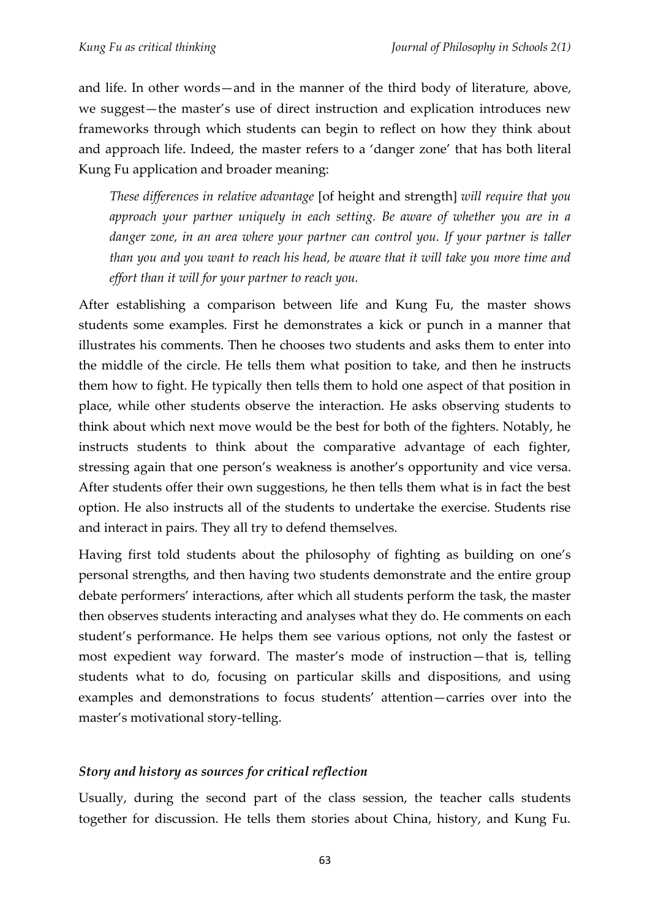and life. In other words—and in the manner of the third body of literature, above, we suggest—the master's use of direct instruction and explication introduces new frameworks through which students can begin to reflect on how they think about and approach life. Indeed, the master refers to a 'danger zone' that has both literal Kung Fu application and broader meaning:

> *These differences in relative advantage* [of height and strength] *will require that you approach your partner uniquely in each setting. Be aware of whether you are in a danger zone, in an area where your partner can control you. If your partner is taller than you and you want to reach his head, be aware that it will take you more time and effort than it will for your partner to reach you.*

After establishing a comparison between life and Kung Fu, the master shows students some examples. First he demonstrates a kick or punch in a manner that illustrates his comments. Then he chooses two students and asks them to enter into the middle of the circle. He tells them what position to take, and then he instructs them how to fight. He typically then tells them to hold one aspect of that position in place, while other students observe the interaction. He asks observing students to think about which next move would be the best for both of the fighters. Notably, he instructs students to think about the comparative advantage of each fighter, stressing again that one person's weakness is another's opportunity and vice versa. After students offer their own suggestions, he then tells them what is in fact the best option. He also instructs all of the students to undertake the exercise. Students rise and interact in pairs. They all try to defend themselves.

Having first told students about the philosophy of fighting as building on one's personal strengths, and then having two students demonstrate and the entire group debate performers' interactions, after which all students perform the task, the master then observes students interacting and analyses what they do. He comments on each student's performance. He helps them see various options, not only the fastest or most expedient way forward. The master's mode of instruction—that is, telling students what to do, focusing on particular skills and dispositions, and using examples and demonstrations to focus students' attention—carries over into the master's motivational story-telling.

### *Story and history as sources for critical reflection*

Usually, during the second part of the class session, the teacher calls students together for discussion. He tells them stories about China, history, and Kung Fu.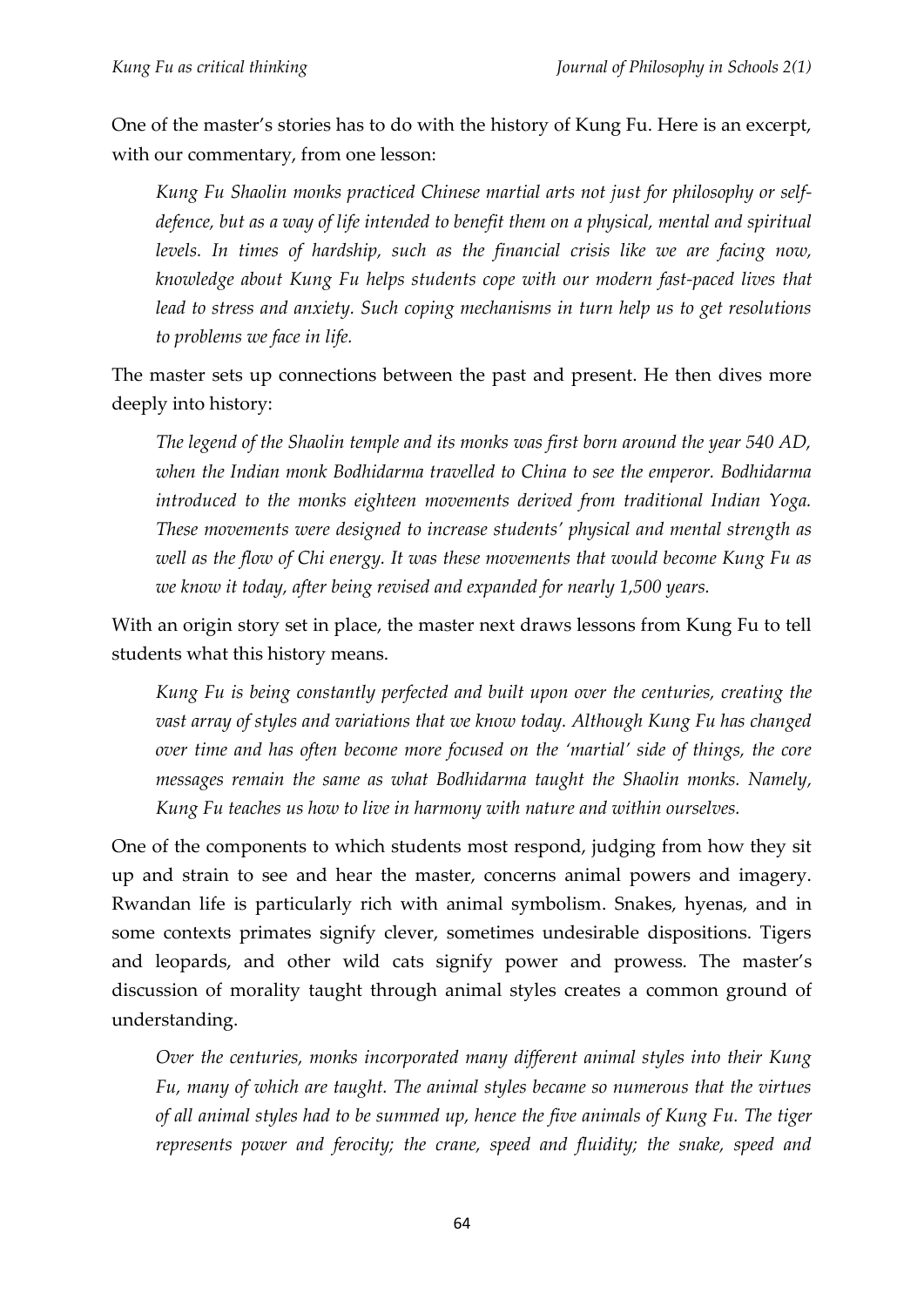One of the master's stories has to do with the history of Kung Fu. Here is an excerpt, with our commentary, from one lesson:

> *Kung Fu Shaolin monks practiced Chinese martial arts not just for philosophy or self-defence, but as a way of life intended to benefit them on a physical, mental and spiritual levels. In times of hardship, such as the financial crisis like we are facing now, knowledge about Kung Fu helps students cope with our modern fast-paced lives that lead to stress and anxiety. Such coping mechanisms in turn help us to get resolutions to problems we face in life.*

The master sets up connections between the past and present. He then dives more deeply into history:

> *The legend of the Shaolin temple and its monks was first born around the year 540 AD, when the Indian monk Bodhidarma travelled to China to see the emperor. Bodhidarma introduced to the monks eighteen movements derived from traditional Indian Yoga. These movements were designed to increase students' physical and mental strength as well as the flow of Chi energy. It was these movements that would become Kung Fu as we know it today, after being revised and expanded for nearly 1,500 years.*

With an origin story set in place, the master next draws lessons from Kung Fu to tell students what this history means.

> *Kung Fu is being constantly perfected and built upon over the centuries, creating the vast array of styles and variations that we know today. Although Kung Fu has changed over time and has often become more focused on the 'martial' side of things, the core messages remain the same as what Bodhidarma taught the Shaolin monks. Namely, Kung Fu teaches us how to live in harmony with nature and within ourselves.*

One of the components to which students most respond, judging from how they sit up and strain to see and hear the master, concerns animal powers and imagery. Rwandan life is particularly rich with animal symbolism. Snakes, hyenas, and in some contexts primates signify clever, sometimes undesirable dispositions. Tigers and leopards, and other wild cats signify power and prowess. The master's discussion of morality taught through animal styles creates a common ground of understanding.

> *Over the centuries, monks incorporated many different animal styles into their Kung Fu, many of which are taught. The animal styles became so numerous that the virtues of all animal styles had to be summed up, hence the five animals of Kung Fu. The tiger represents power and ferocity; the crane, speed and fluidity; the snake, speed and*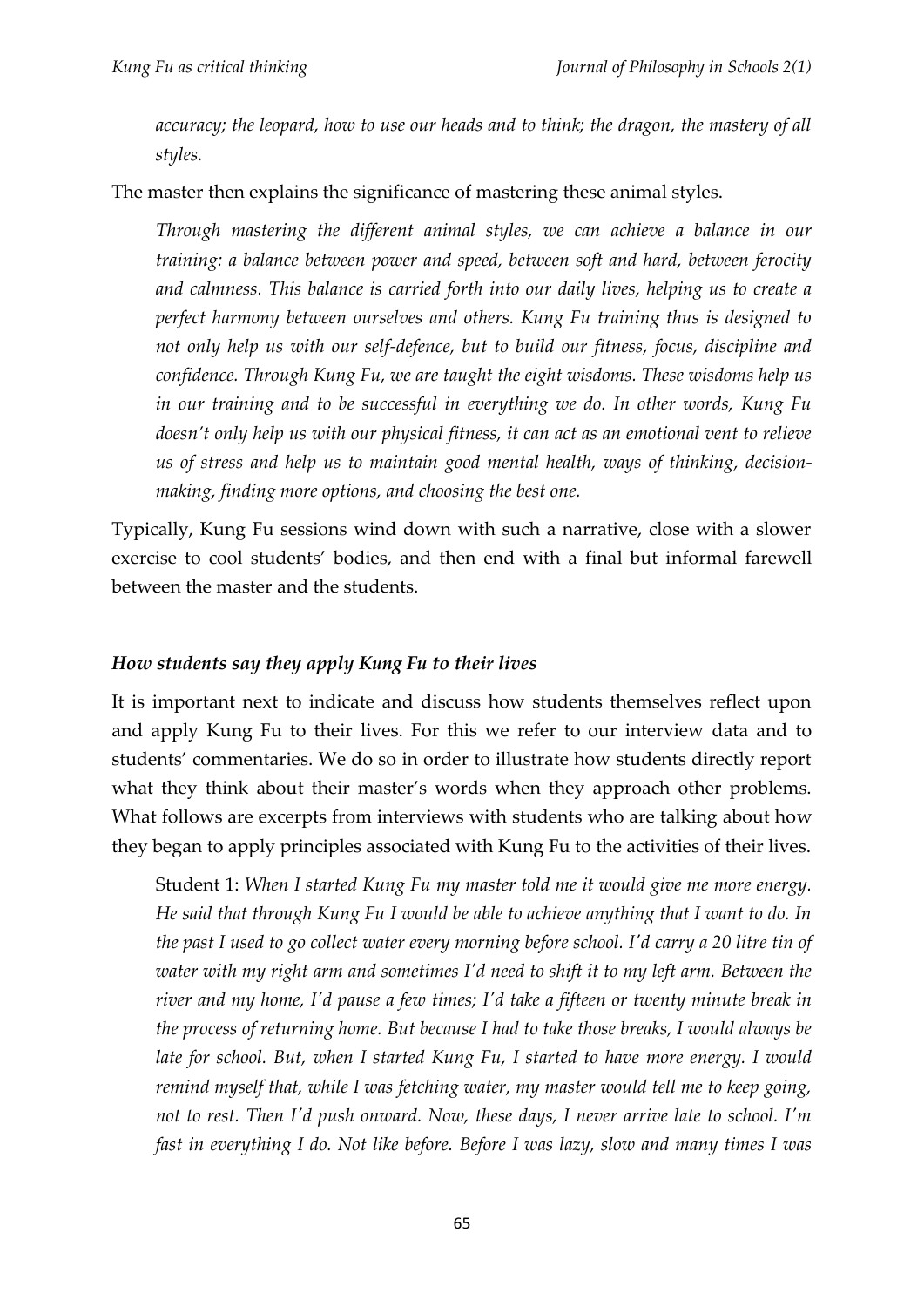*accuracy; the leopard, how to use our heads and to think; the dragon, the mastery of all styles.*

The master then explains the significance of mastering these animal styles.

> *Through mastering the different animal styles, we can achieve a balance in our training: a balance between power and speed, between soft and hard, between ferocity and calmness. This balance is carried forth into our daily lives, helping us to create a perfect harmony between ourselves and others. Kung Fu training thus is designed to not only help us with our self-defence, but to build our fitness, focus, discipline and confidence. Through Kung Fu, we are taught the eight wisdoms. These wisdoms help us in our training and to be successful in everything we do. In other words, Kung Fu doesn't only help us with our physical fitness, it can act as an emotional vent to relieve us of stress and help us to maintain good mental health, ways of thinking, decision-making, finding more options, and choosing the best one.*

Typically, Kung Fu sessions wind down with such a narrative, close with a slower exercise to cool students' bodies, and then end with a final but informal farewell between the master and the students.

### *How students say they apply Kung Fu to their lives*

It is important next to indicate and discuss how students themselves reflect upon and apply Kung Fu to their lives. For this we refer to our interview data and to students' commentaries. We do so in order to illustrate how students directly report what they think about their master's words when they approach other problems. What follows are excerpts from interviews with students who are talking about how they began to apply principles associated with Kung Fu to the activities of their lives.

> Student 1: *When I started Kung Fu my master told me it would give me more energy. He said that through Kung Fu I would be able to achieve anything that I want to do. In the past I used to go collect water every morning before school. I'd carry a 20 litre tin of water with my right arm and sometimes I'd need to shift it to my left arm. Between the river and my home, I'd pause a few times; I'd take a fifteen or twenty minute break in the process of returning home. But because I had to take those breaks, I would always be late for school. But, when I started Kung Fu, I started to have more energy. I would remind myself that, while I was fetching water, my master would tell me to keep going, not to rest. Then I'd push onward. Now, these days, I never arrive late to school. I'm fast in everything I do. Not like before. Before I was lazy, slow and many times I was*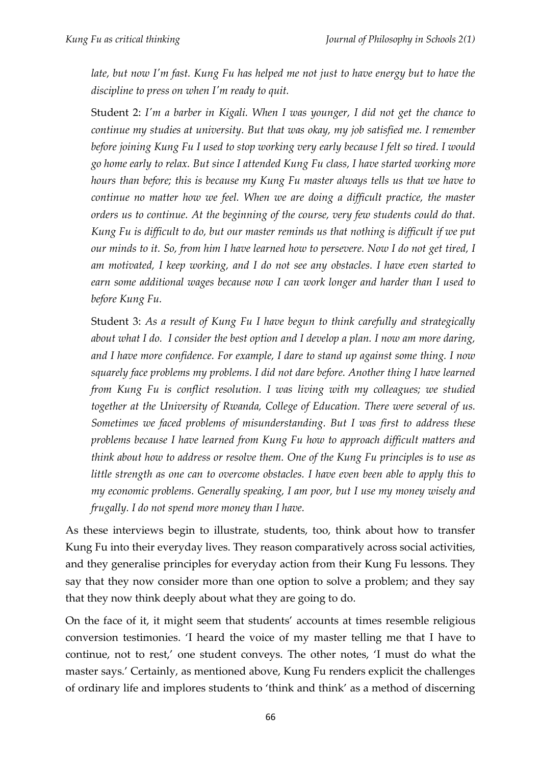*late, but now I'm fast. Kung Fu has helped me not just to have energy but to have the discipline to press on when I'm ready to quit.*

Student 2: *I'm a barber in Kigali. When I was younger, I did not get the chance to continue my studies at university. But that was okay, my job satisfied me. I remember before joining Kung Fu I used to stop working very early because I felt so tired. I would go home early to relax. But since I attended Kung Fu class, I have started working more hours than before; this is because my Kung Fu master always tells us that we have to continue no matter how we feel. When we are doing a difficult practice, the master orders us to continue. At the beginning of the course, very few students could do that. Kung Fu is difficult to do, but our master reminds us that nothing is difficult if we put our minds to it. So, from him I have learned how to persevere. Now I do not get tired, I am motivated, I keep working, and I do not see any obstacles. I have even started to earn some additional wages because now I can work longer and harder than I used to before Kung Fu.*

Student 3: *As a result of Kung Fu I have begun to think carefully and strategically about what I do. I consider the best option and I develop a plan. I now am more daring, and I have more confidence. For example, I dare to stand up against some thing. I now squarely face problems my problems. I did not dare before. Another thing I have learned from Kung Fu is conflict resolution. I was living with my colleagues; we studied together at the University of Rwanda, College of Education. There were several of us. Sometimes we faced problems of misunderstanding. But I was first to address these problems because I have learned from Kung Fu how to approach difficult matters and think about how to address or resolve them. One of the Kung Fu principles is to use as little strength as one can to overcome obstacles. I have even been able to apply this to my economic problems. Generally speaking, I am poor, but I use my money wisely and frugally. I do not spend more money than I have.*

As these interviews begin to illustrate, students, too, think about how to transfer Kung Fu into their everyday lives. They reason comparatively across social activities, and they generalise principles for everyday action from their Kung Fu lessons. They say that they now consider more than one option to solve a problem; and they say that they now think deeply about what they are going to do.

On the face of it, it might seem that students' accounts at times resemble religious conversion testimonies. 'I heard the voice of my master telling me that I have to continue, not to rest,' one student conveys. The other notes, 'I must do what the master says.' Certainly, as mentioned above, Kung Fu renders explicit the challenges of ordinary life and implores students to 'think and think' as a method of discerning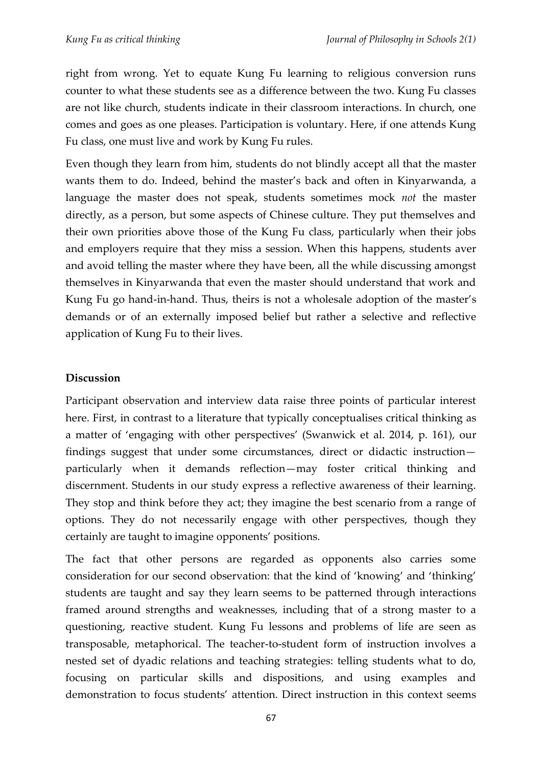right from wrong. Yet to equate Kung Fu learning to religious conversion runs counter to what these students see as a difference between the two. Kung Fu classes are not like church, students indicate in their classroom interactions. In church, one comes and goes as one pleases. Participation is voluntary. Here, if one attends Kung Fu class, one must live and work by Kung Fu rules.

Even though they learn from him, students do not blindly accept all that the master wants them to do. Indeed, behind the master's back and often in Kinyarwanda, a language the master does not speak, students sometimes mock *not* the master directly, as a person, but some aspects of Chinese culture. They put themselves and their own priorities above those of the Kung Fu class, particularly when their jobs and employers require that they miss a session. When this happens, students aver and avoid telling the master where they have been, all the while discussing amongst themselves in Kinyarwanda that even the master should understand that work and Kung Fu go hand-in-hand. Thus, theirs is not a wholesale adoption of the master's demands or of an externally imposed belief but rather a selective and reflective application of Kung Fu to their lives.

## Discussion

Participant observation and interview data raise three points of particular interest here. First, in contrast to a literature that typically conceptualises critical thinking as a matter of 'engaging with other perspectives' (Swanwick et al. 2014, p. 161), our findings suggest that under some circumstances, direct or didactic instruction—particularly when it demands reflection—may foster critical thinking and discernment. Students in our study express a reflective awareness of their learning. They stop and think before they act; they imagine the best scenario from a range of options. They do not necessarily engage with other perspectives, though they certainly are taught to imagine opponents' positions.

The fact that other persons are regarded as opponents also carries some consideration for our second observation: that the kind of 'knowing' and 'thinking' students are taught and say they learn seems to be patterned through interactions framed around strengths and weaknesses, including that of a strong master to a questioning, reactive student. Kung Fu lessons and problems of life are seen as transposable, metaphorical. The teacher-to-student form of instruction involves a nested set of dyadic relations and teaching strategies: telling students what to do, focusing on particular skills and dispositions, and using examples and demonstration to focus students' attention. Direct instruction in this context seems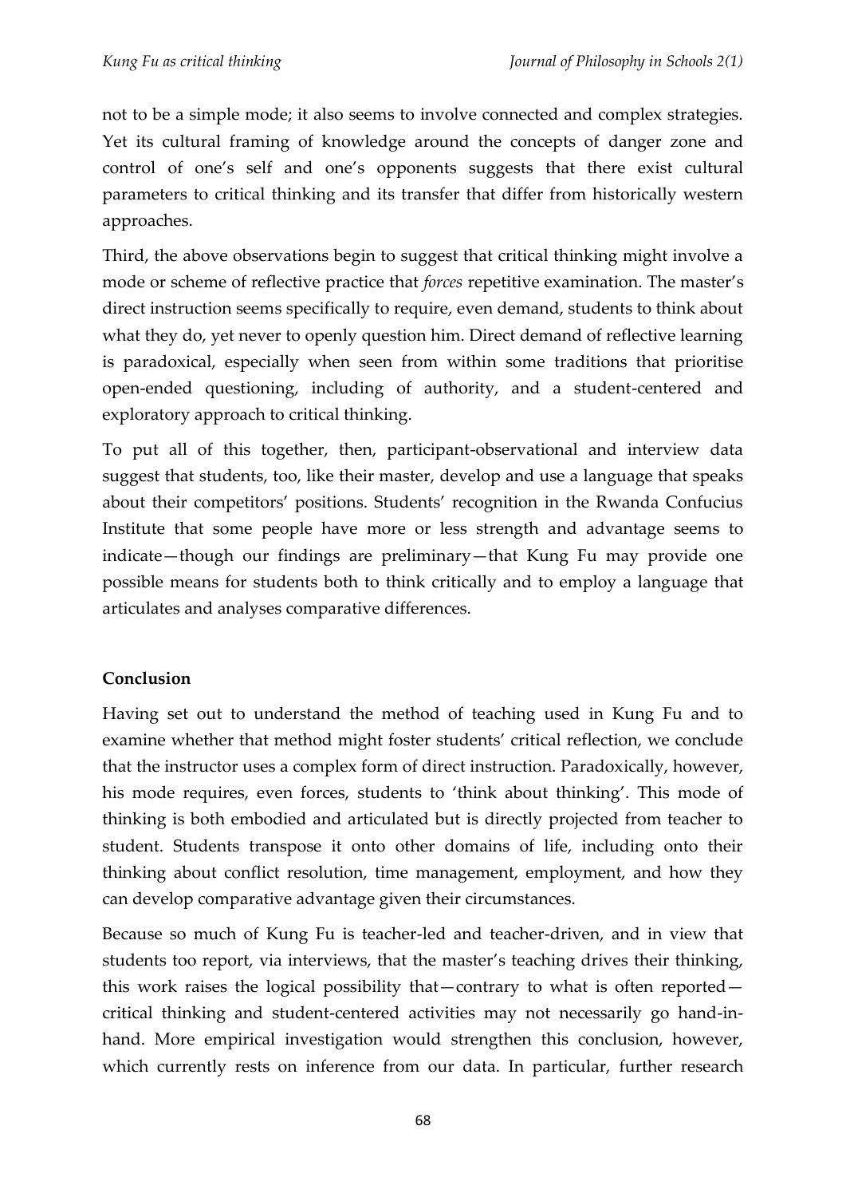not to be a simple mode; it also seems to involve connected and complex strategies. Yet its cultural framing of knowledge around the concepts of danger zone and control of one's self and one's opponents suggests that there exist cultural parameters to critical thinking and its transfer that differ from historically western approaches.

Third, the above observations begin to suggest that critical thinking might involve a mode or scheme of reflective practice that *forces* repetitive examination. The master's direct instruction seems specifically to require, even demand, students to think about what they do, yet never to openly question him. Direct demand of reflective learning is paradoxical, especially when seen from within some traditions that prioritise open-ended questioning, including of authority, and a student-centered and exploratory approach to critical thinking.

To put all of this together, then, participant-observational and interview data suggest that students, too, like their master, develop and use a language that speaks about their competitors' positions. Students' recognition in the Rwanda Confucius Institute that some people have more or less strength and advantage seems to indicate—though our findings are preliminary—that Kung Fu may provide one possible means for students both to think critically and to employ a language that articulates and analyses comparative differences.

**Conclusion**

Having set out to understand the method of teaching used in Kung Fu and to examine whether that method might foster students' critical reflection, we conclude that the instructor uses a complex form of direct instruction. Paradoxically, however, his mode requires, even forces, students to 'think about thinking'. This mode of thinking is both embodied and articulated but is directly projected from teacher to student. Students transpose it onto other domains of life, including onto their thinking about conflict resolution, time management, employment, and how they can develop comparative advantage given their circumstances.

Because so much of Kung Fu is teacher-led and teacher-driven, and in view that students too report, via interviews, that the master's teaching drives their thinking, this work raises the logical possibility that—contrary to what is often reported—critical thinking and student-centered activities may not necessarily go hand-in-hand. More empirical investigation would strengthen this conclusion, however, which currently rests on inference from our data. In particular, further research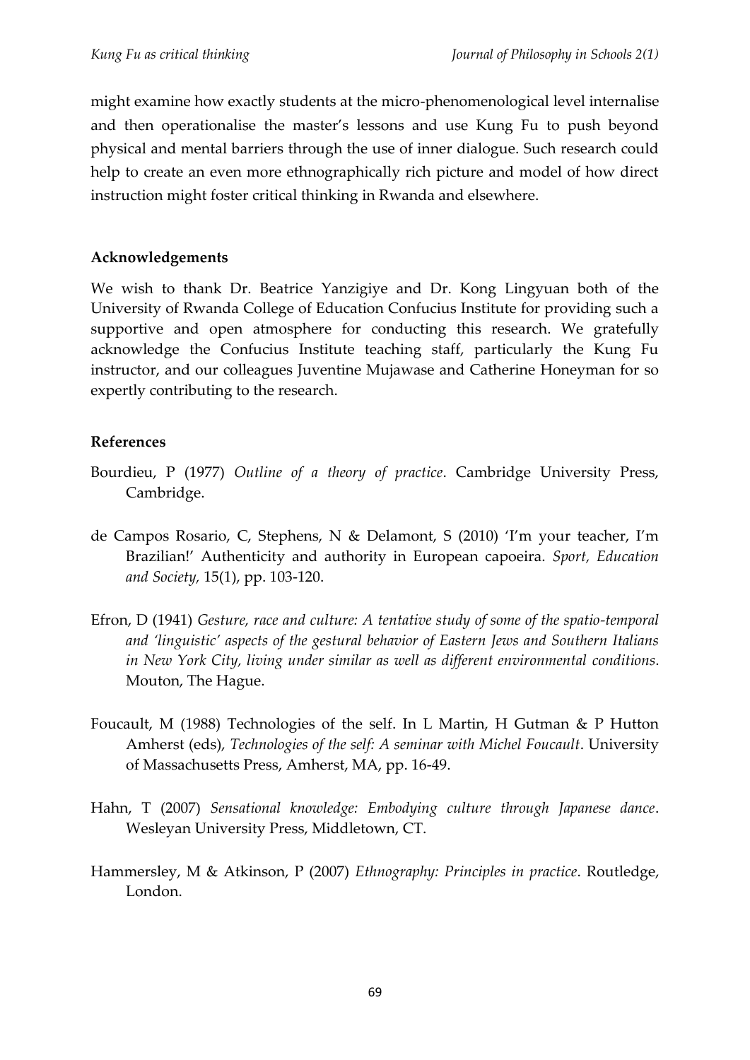might examine how exactly students at the micro-phenomenological level internalise and then operationalise the master's lessons and use Kung Fu to push beyond physical and mental barriers through the use of inner dialogue. Such research could help to create an even more ethnographically rich picture and model of how direct instruction might foster critical thinking in Rwanda and elsewhere.

## Acknowledgements

We wish to thank Dr. Beatrice Yanzigiye and Dr. Kong Lingyuan both of the University of Rwanda College of Education Confucius Institute for providing such a supportive and open atmosphere for conducting this research. We gratefully acknowledge the Confucius Institute teaching staff, particularly the Kung Fu instructor, and our colleagues Juventine Mujawase and Catherine Honeyman for so expertly contributing to the research.

## References

Bourdieu, P (1977) *Outline of a theory of practice*. Cambridge University Press, Cambridge.

de Campos Rosario, C, Stephens, N & Delamont, S (2010) 'I'm your teacher, I'm Brazilian!' Authenticity and authority in European capoeira. *Sport, Education and Society*, 15(1), pp. 103-120.

Efron, D (1941) *Gesture, race and culture: A tentative study of some of the spatio-temporal and 'linguistic' aspects of the gestural behavior of Eastern Jews and Southern Italians in New York City, living under similar as well as different environmental conditions*. Mouton, The Hague.

Foucault, M (1988) Technologies of the self. In L Martin, H Gutman & P Hutton Amherst (eds), *Technologies of the self: A seminar with Michel Foucault*. University of Massachusetts Press, Amherst, MA, pp. 16-49.

Hahn, T (2007) *Sensational knowledge: Embodying culture through Japanese dance*. Wesleyan University Press, Middletown, CT.

Hammersley, M & Atkinson, P (2007) *Ethnography: Principles in practice*. Routledge, London.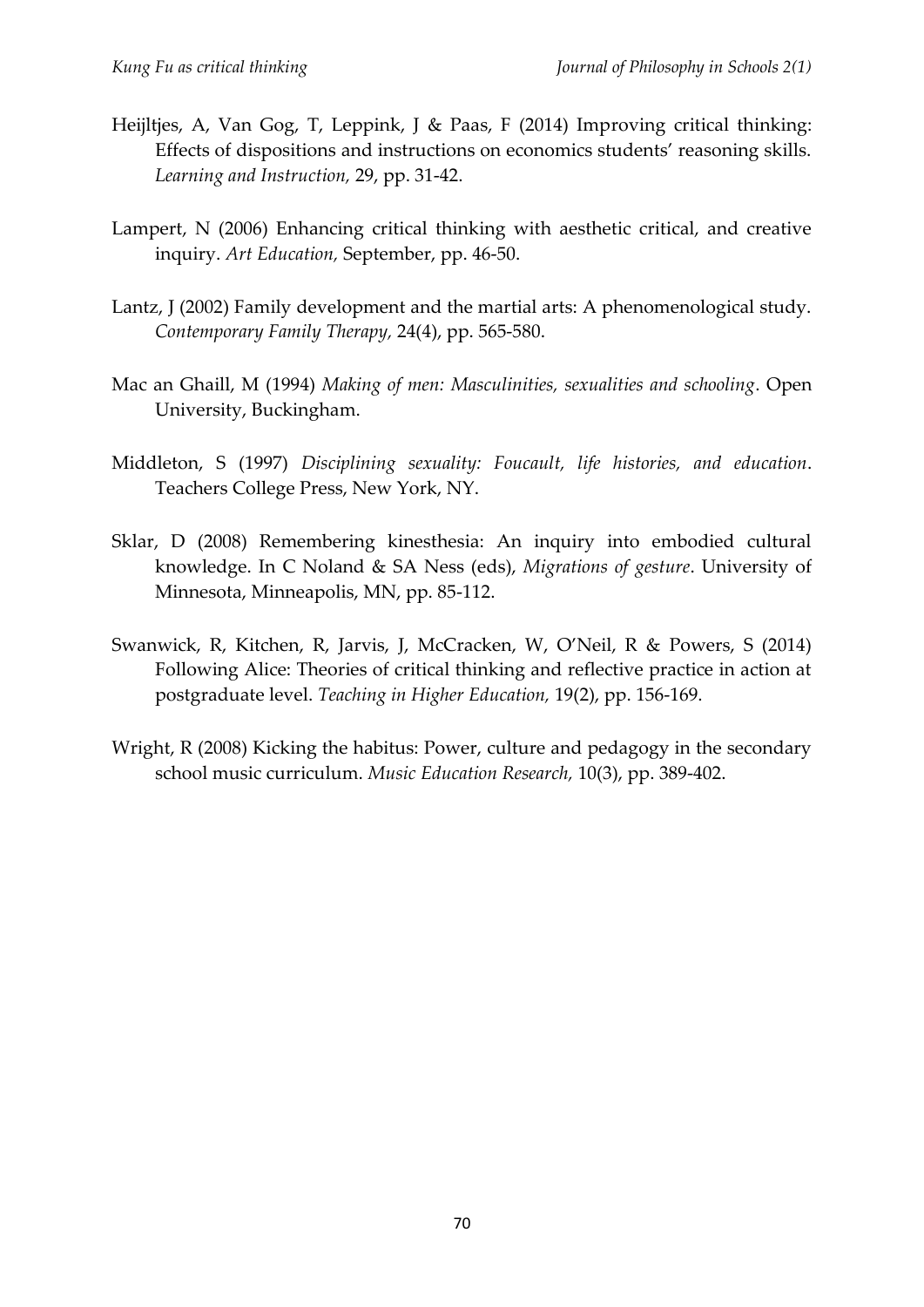Heijltjes, A, Van Gog, T, Leppink, J & Paas, F (2014) Improving critical thinking: Effects of dispositions and instructions on economics students' reasoning skills. *Learning and Instruction,* 29, pp. 31-42.

Lampert, N (2006) Enhancing critical thinking with aesthetic critical, and creative inquiry. *Art Education,* September, pp. 46-50.

Lantz, J (2002) Family development and the martial arts: A phenomenological study. *Contemporary Family Therapy,* 24(4), pp. 565-580.

Mac an Ghaill, M (1994) *Making of men: Masculinities, sexualities and schooling*. Open University, Buckingham.

Middleton, S (1997) *Disciplining sexuality: Foucault, life histories, and education*. Teachers College Press, New York, NY.

Sklar, D (2008) Remembering kinesthesia: An inquiry into embodied cultural knowledge. In C Noland & SA Ness (eds), *Migrations of gesture*. University of Minnesota, Minneapolis, MN, pp. 85-112.

Swanwick, R, Kitchen, R, Jarvis, J, McCracken, W, O'Neil, R & Powers, S (2014) Following Alice: Theories of critical thinking and reflective practice in action at postgraduate level. *Teaching in Higher Education,* 19(2), pp. 156-169.

Wright, R (2008) Kicking the habitus: Power, culture and pedagogy in the secondary school music curriculum. *Music Education Research,* 10(3), pp. 389-402.